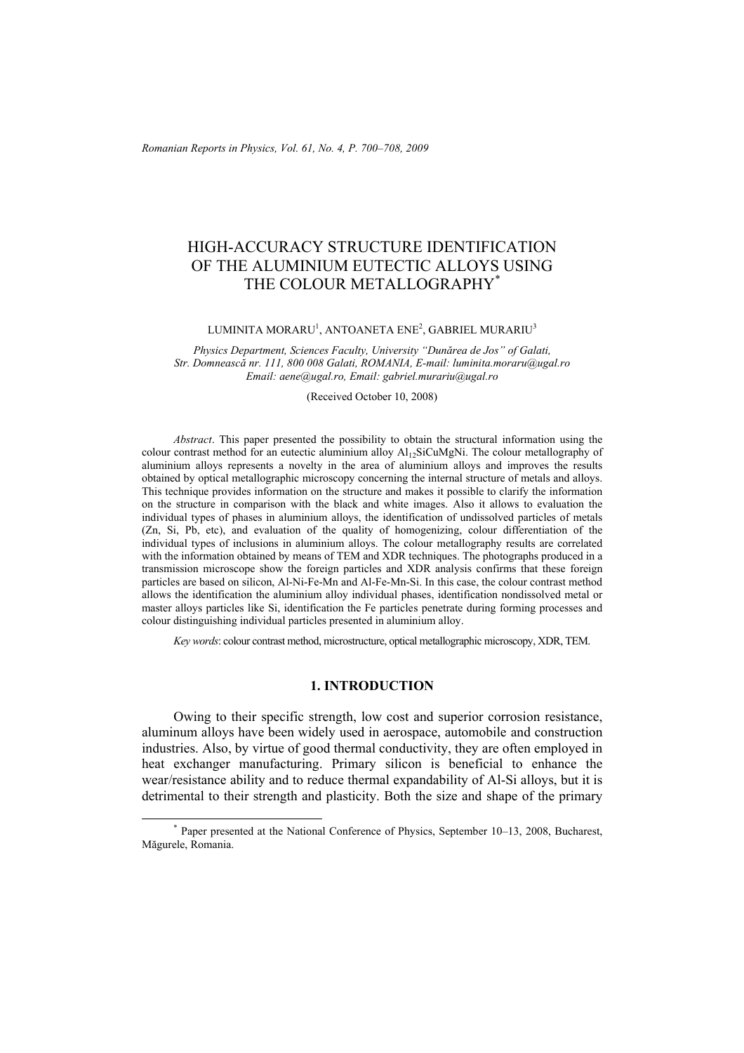# HIGH-ACCURACY STRUCTURE IDENTIFICATION OF THE ALUMINIUM EUTECTIC ALLOYS USING THE COLOUR METALLOGRAPHY[*]

LUMINITA MORARU[1], ANTOANETA ENE[2], GABRIEL MURARIU[3]

*Physics Department, Sciences Faculty, University "Dunărea de Jos" of Galati, Str. Domnească nr. 111, 800 008 Galati, ROMANIA, E-mail: luminita.moraru@ugal.ro Email: aene@ugal.ro, Email: gabriel.murariu@ugal.ro*

(Received October 10, 2008)

*Abstract*. This paper presented the possibility to obtain the structural information using the colour contrast method for an eutectic aluminium alloy $Al_{12}SiCuMgNi$. The colour metallography of aluminium alloys represents a novelty in the area of aluminium alloys and improves the results obtained by optical metallographic microscopy concerning the internal structure of metals and alloys. This technique provides information on the structure and makes it possible to clarify the information on the structure in comparison with the black and white images. Also it allows to evaluation the individual types of phases in aluminium alloys, the identification of undissolved particles of metals (Zn, Si, Pb, etc), and evaluation of the quality of homogenizing, colour differentiation of the individual types of inclusions in aluminium alloys. The colour metallography results are correlated with the information obtained by means of TEM and XDR techniques. The photographs produced in a transmission microscope show the foreign particles and XDR analysis confirms that these foreign particles are based on silicon, Al-Ni-Fe-Mn and Al-Fe-Mn-Si. In this case, the colour contrast method allows the identification the aluminium alloy individual phases, identification nondissolved metal or master alloys particles like Si, identification the Fe particles penetrate during forming processes and colour distinguishing individual particles presented in aluminium alloy.

*Key words*: colour contrast method, microstructure, optical metallographic microscopy, XDR, TEM.

## 1. INTRODUCTION

Owing to their specific strength, low cost and superior corrosion resistance, aluminum alloys have been widely used in aerospace, automobile and construction industries. Also, by virtue of good thermal conductivity, they are often employed in heat exchanger manufacturing. Primary silicon is beneficial to enhance the wear/resistance ability and to reduce thermal expandability of Al-Si alloys, but it is detrimental to their strength and plasticity. Both the size and shape of the primary

---

[*] Paper presented at the National Conference of Physics, September 10–13, 2008, Bucharest, Măgurele, Romania.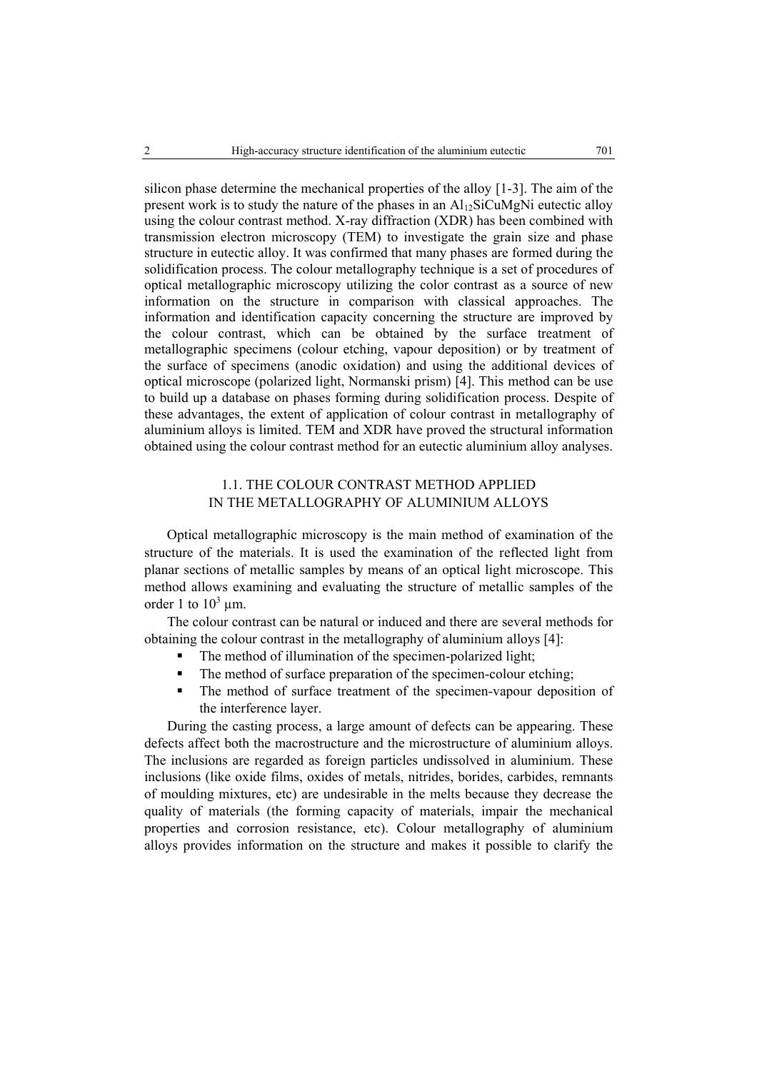silicon phase determine the mechanical properties of the alloy [1-3]. The aim of the present work is to study the nature of the phases in an $Al_{12}SiCuMgNi$ eutectic alloy using the colour contrast method. X-ray diffraction (XDR) has been combined with transmission electron microscopy (TEM) to investigate the grain size and phase structure in eutectic alloy. It was confirmed that many phases are formed during the solidification process. The colour metallography technique is a set of procedures of optical metallographic microscopy utilizing the color contrast as a source of new information on the structure in comparison with classical approaches. The information and identification capacity concerning the structure are improved by the colour contrast, which can be obtained by the surface treatment of metallographic specimens (colour etching, vapour deposition) or by treatment of the surface of specimens (anodic oxidation) and using the additional devices of optical microscope (polarized light, Normanski prism) [4]. This method can be use to build up a database on phases forming during solidification process. Despite of these advantages, the extent of application of colour contrast in metallography of aluminium alloys is limited. TEM and XDR have proved the structural information obtained using the colour contrast method for an eutectic aluminium alloy analyses.

## 1.1. THE COLOUR CONTRAST METHOD APPLIED IN THE METALLOGRAPHY OF ALUMINIUM ALLOYS

Optical metallographic microscopy is the main method of examination of the structure of the materials. It is used the examination of the reflected light from planar sections of metallic samples by means of an optical light microscope. This method allows examining and evaluating the structure of metallic samples of the order 1 to $10^3$ μm.

The colour contrast can be natural or induced and there are several methods for obtaining the colour contrast in the metallography of aluminium alloys [4]:

- The method of illumination of the specimen-polarized light;
- The method of surface preparation of the specimen-colour etching;
- The method of surface treatment of the specimen-vapour deposition of the interference layer.

During the casting process, a large amount of defects can be appearing. These defects affect both the macrostructure and the microstructure of aluminium alloys. The inclusions are regarded as foreign particles undissolved in aluminium. These inclusions (like oxide films, oxides of metals, nitrides, borides, carbides, remnants of moulding mixtures, etc) are undesirable in the melts because they decrease the quality of materials (the forming capacity of materials, impair the mechanical properties and corrosion resistance, etc). Colour metallography of aluminium alloys provides information on the structure and makes it possible to clarify the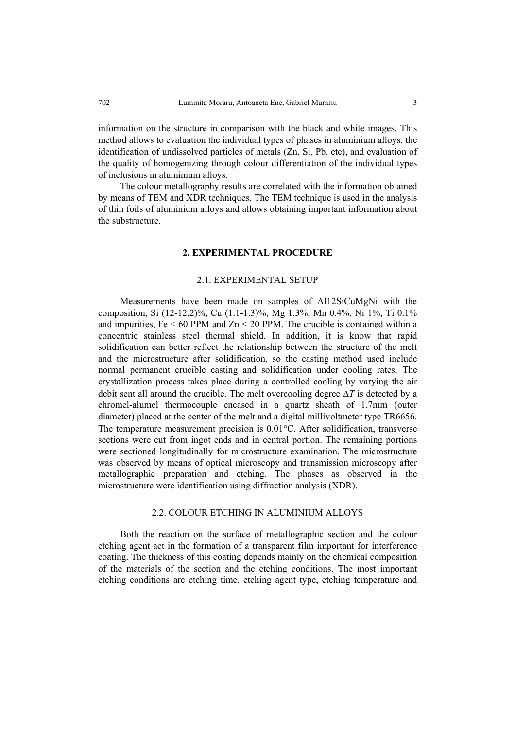information on the structure in comparison with the black and white images. This method allows to evaluation the individual types of phases in aluminium alloys, the identification of undissolved particles of metals (Zn, Si, Pb, etc), and evaluation of the quality of homogenizing through colour differentiation of the individual types of inclusions in aluminium alloys.

The colour metallography results are correlated with the information obtained by means of TEM and XDR techniques. The TEM technique is used in the analysis of thin foils of aluminium alloys and allows obtaining important information about the substructure.

## 2. EXPERIMENTAL PROCEDURE

### 2.1. EXPERIMENTAL SETUP

Measurements have been made on samples of Al12SiCuMgNi with the composition, Si (12-12.2)%, Cu (1.1-1.3)%, Mg 1.3%, Mn 0.4%, Ni 1%, Ti 0.1% and impurities, Fe < 60 PPM and Zn < 20 PPM. The crucible is contained within a concentric stainless steel thermal shield. In addition, it is know that rapid solidification can better reflect the relationship between the structure of the melt and the microstructure after solidification, so the casting method used include normal permanent crucible casting and solidification under cooling rates. The crystallization process takes place during a controlled cooling by varying the air debit sent all around the crucible. The melt overcooling degree $\Delta T$ is detected by a chromel-alumel thermocouple encased in a quartz sheath of 1.7mm (outer diameter) placed at the center of the melt and a digital millivoltmeter type TR6656. The temperature measurement precision is 0.01°C. After solidification, transverse sections were cut from ingot ends and in central portion. The remaining portions were sectioned longitudinally for microstructure examination. The microstructure was observed by means of optical microscopy and transmission microscopy after metallographic preparation and etching. The phases as observed in the microstructure were identification using diffraction analysis (XDR).

### 2.2. COLOUR ETCHING IN ALUMINIUM ALLOYS

Both the reaction on the surface of metallographic section and the colour etching agent act in the formation of a transparent film important for interference coating. The thickness of this coating depends mainly on the chemical composition of the materials of the section and the etching conditions. The most important etching conditions are etching time, etching agent type, etching temperature and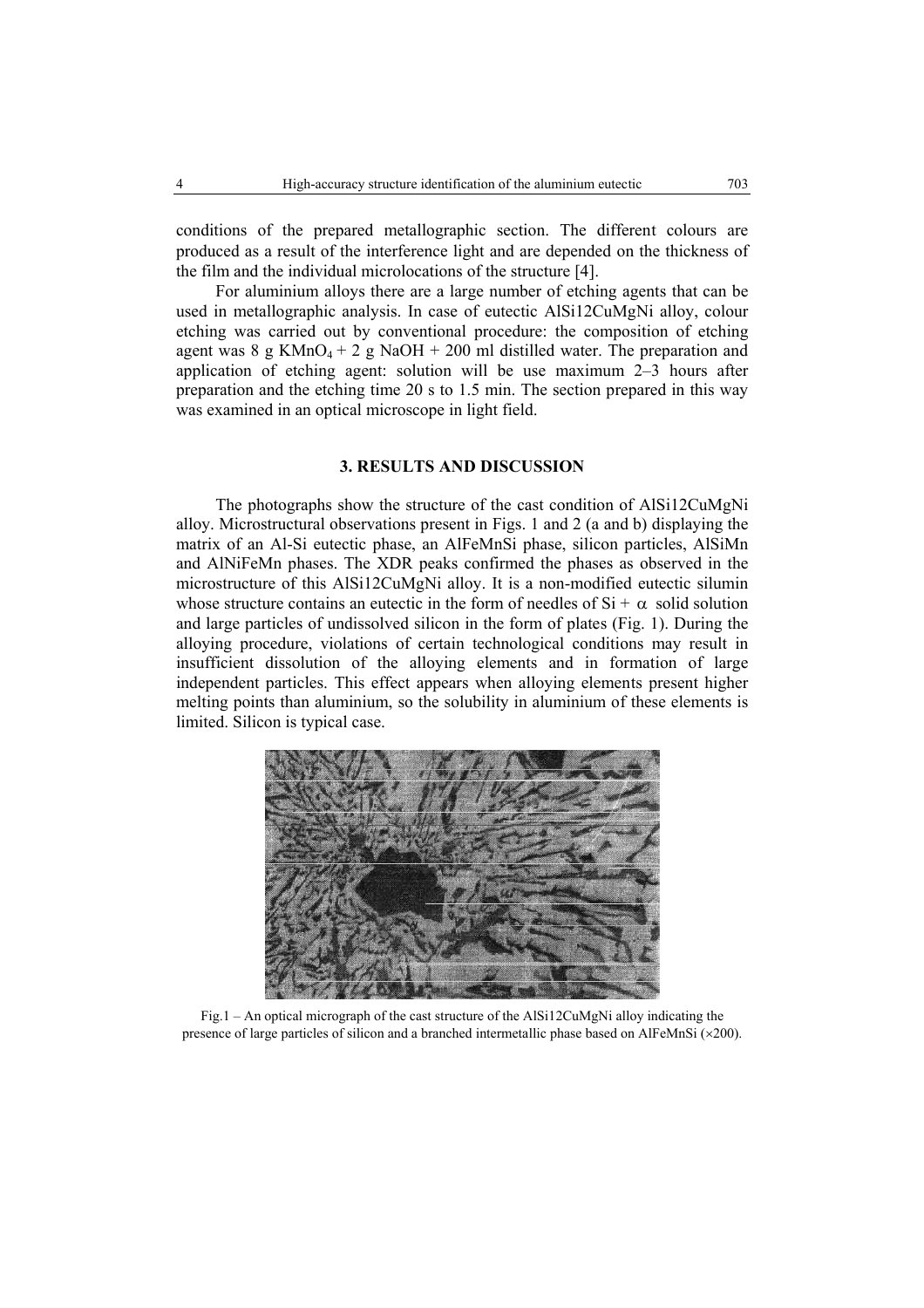conditions of the prepared metallographic section. The different colours are produced as a result of the interference light and are depended on the thickness of the film and the individual microlocations of the structure [4].

For aluminium alloys there are a large number of etching agents that can be used in metallographic analysis. In case of eutectic AlSi12CuMgNi alloy, colour etching was carried out by conventional procedure: the composition of etching agent was 8 g $KMnO_4$ + 2 g NaOH + 200 ml distilled water. The preparation and application of etching agent: solution will be use maximum 2–3 hours after preparation and the etching time 20 s to 1.5 min. The section prepared in this way was examined in an optical microscope in light field.

## 3. RESULTS AND DISCUSSION

The photographs show the structure of the cast condition of AlSi12CuMgNi alloy. Microstructural observations present in Figs. 1 and 2 (a and b) displaying the matrix of an Al-Si eutectic phase, an AlFeMnSi phase, silicon particles, AlSiMn and AlNiFeMn phases. The XDR peaks confirmed the phases as observed in the microstructure of this AlSi12CuMgNi alloy. It is a non-modified eutectic silumin whose structure contains an eutectic in the form of needles of Si + $\alpha$ solid solution and large particles of undissolved silicon in the form of plates (Fig. 1). During the alloying procedure, violations of certain technological conditions may result in insufficient dissolution of the alloying elements and in formation of large independent particles. This effect appears when alloying elements present higher melting points than aluminium, so the solubility in aluminium of these elements is limited. Silicon is typical case.

Fig.1 – An optical micrograph of the cast structure of the AlSi12CuMgNi alloy indicating the presence of large particles of silicon and a branched intermetallic phase based on AlFeMnSi (×200).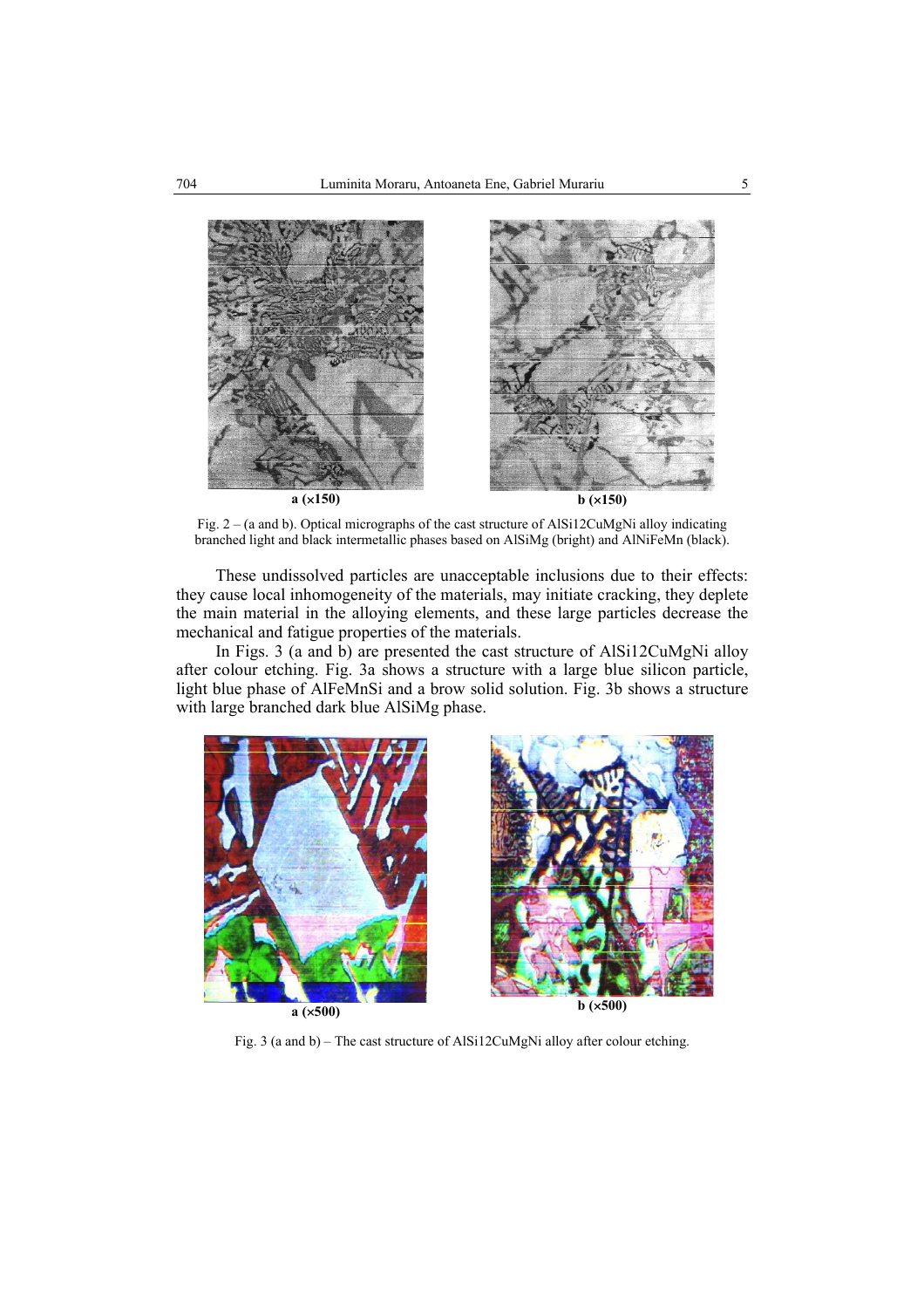a (×150)

b (×150)

Fig. 2 – (a and b). Optical micrographs of the cast structure of AlSi12CuMgNi alloy indicating branched light and black intermetallic phases based on AlSiMg (bright) and AlNiFeMn (black).

These undissolved particles are unacceptable inclusions due to their effects: they cause local inhomogeneity of the materials, may initiate cracking, they deplete the main material in the alloying elements, and these large particles decrease the mechanical and fatigue properties of the materials.

In Figs. 3 (a and b) are presented the cast structure of AlSi12CuMgNi alloy after colour etching. Fig. 3a shows a structure with a large blue silicon particle, light blue phase of AlFeMnSi and a brow solid solution. Fig. 3b shows a structure with large branched dark blue AlSiMg phase.

a (×500)

b (×500)

Fig. 3 (a and b) – The cast structure of AlSi12CuMgNi alloy after colour etching.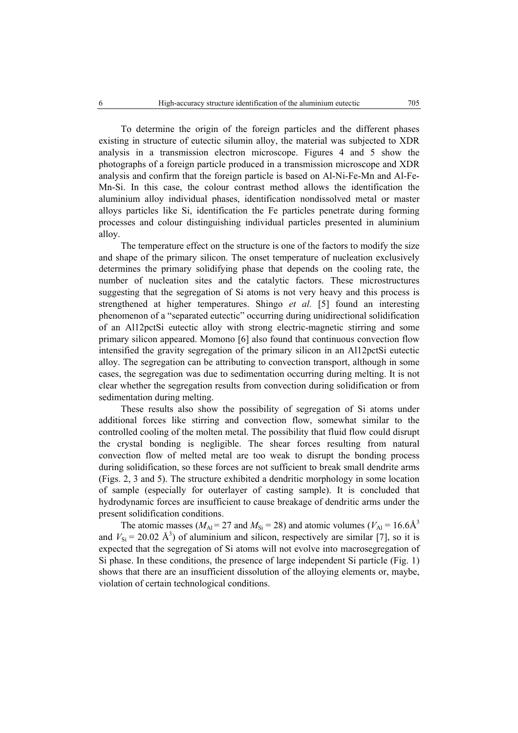To determine the origin of the foreign particles and the different phases existing in structure of eutectic silumin alloy, the material was subjected to XDR analysis in a transmission electron microscope. Figures 4 and 5 show the photographs of a foreign particle produced in a transmission microscope and XDR analysis and confirm that the foreign particle is based on Al-Ni-Fe-Mn and Al-Fe-Mn-Si. In this case, the colour contrast method allows the identification the aluminium alloy individual phases, identification nondissolved metal or master alloys particles like Si, identification the Fe particles penetrate during forming processes and colour distinguishing individual particles presented in aluminium alloy.

The temperature effect on the structure is one of the factors to modify the size and shape of the primary silicon. The onset temperature of nucleation exclusively determines the primary solidifying phase that depends on the cooling rate, the number of nucleation sites and the catalytic factors. These microstructures suggesting that the segregation of Si atoms is not very heavy and this process is strengthened at higher temperatures. Shingo *et al.* [5] found an interesting phenomenon of a "separated eutectic" occurring during unidirectional solidification of an Al12pctSi eutectic alloy with strong electric-magnetic stirring and some primary silicon appeared. Momono [6] also found that continuous convection flow intensified the gravity segregation of the primary silicon in an Al12pctSi eutectic alloy. The segregation can be attributing to convection transport, although in some cases, the segregation was due to sedimentation occurring during melting. It is not clear whether the segregation results from convection during solidification or from sedimentation during melting.

These results also show the possibility of segregation of Si atoms under additional forces like stirring and convection flow, somewhat similar to the controlled cooling of the molten metal. The possibility that fluid flow could disrupt the crystal bonding is negligible. The shear forces resulting from natural convection flow of melted metal are too weak to disrupt the bonding process during solidification, so these forces are not sufficient to break small dendrite arms (Figs. 2, 3 and 5). The structure exhibited a dendritic morphology in some location of sample (especially for outerlayer of casting sample). It is concluded that hydrodynamic forces are insufficient to cause breakage of dendritic arms under the present solidification conditions.

The atomic masses ($M_{Al} = 27$ and $M_{Si} = 28$) and atomic volumes ($V_{Al} = 16.6\text{Å}^3$ and $V_{Si} = 20.02\ \text{Å}^3$) of aluminium and silicon, respectively are similar [7], so it is expected that the segregation of Si atoms will not evolve into macrosegregation of Si phase. In these conditions, the presence of large independent Si particle (Fig. 1) shows that there are an insufficient dissolution of the alloying elements or, maybe, violation of certain technological conditions.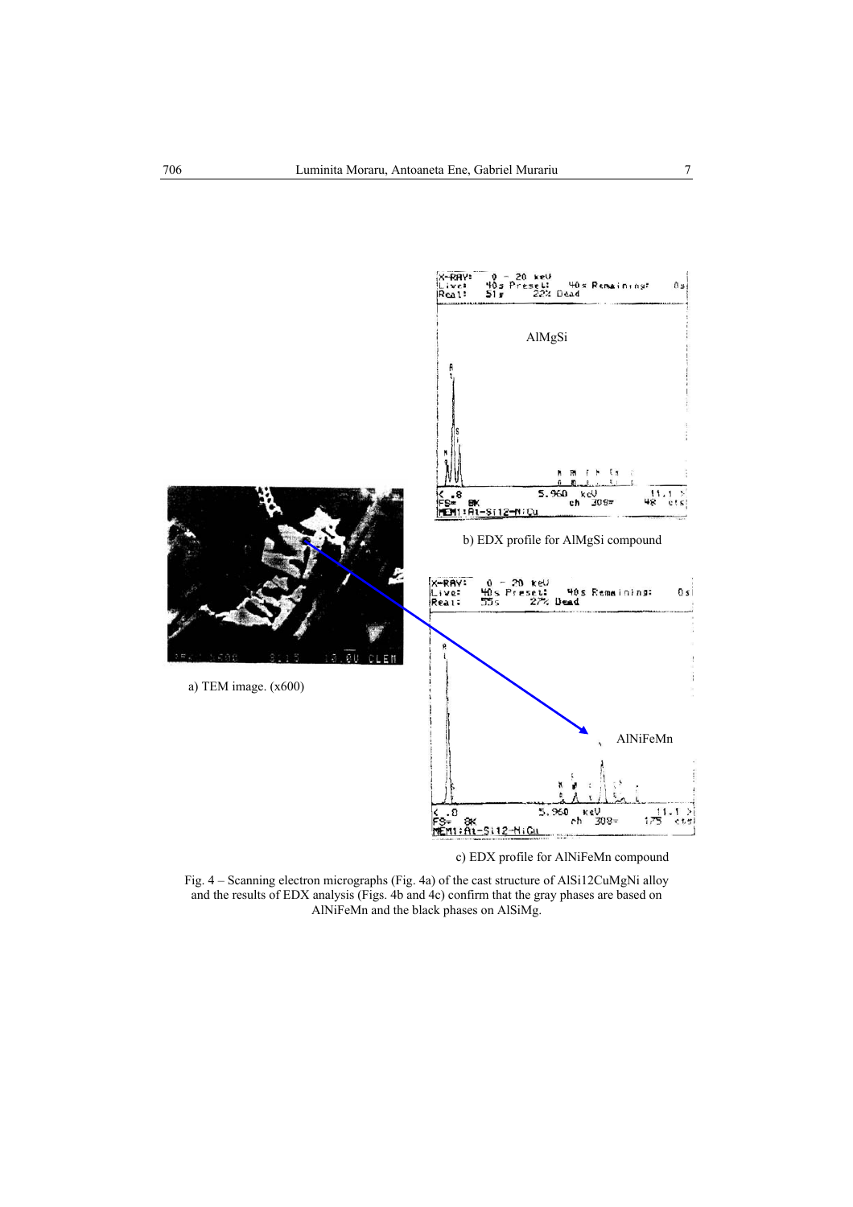b) EDX profile for AlMgSi compound

a) TEM image. (x600)

c) EDX profile for AlNiFeMn compound

Fig. 4 – Scanning electron micrographs (Fig. 4a) of the cast structure of AlSi12CuMgNi alloy and the results of EDX analysis (Figs. 4b and 4c) confirm that the gray phases are based on AlNiFeMn and the black phases on AlSiMg.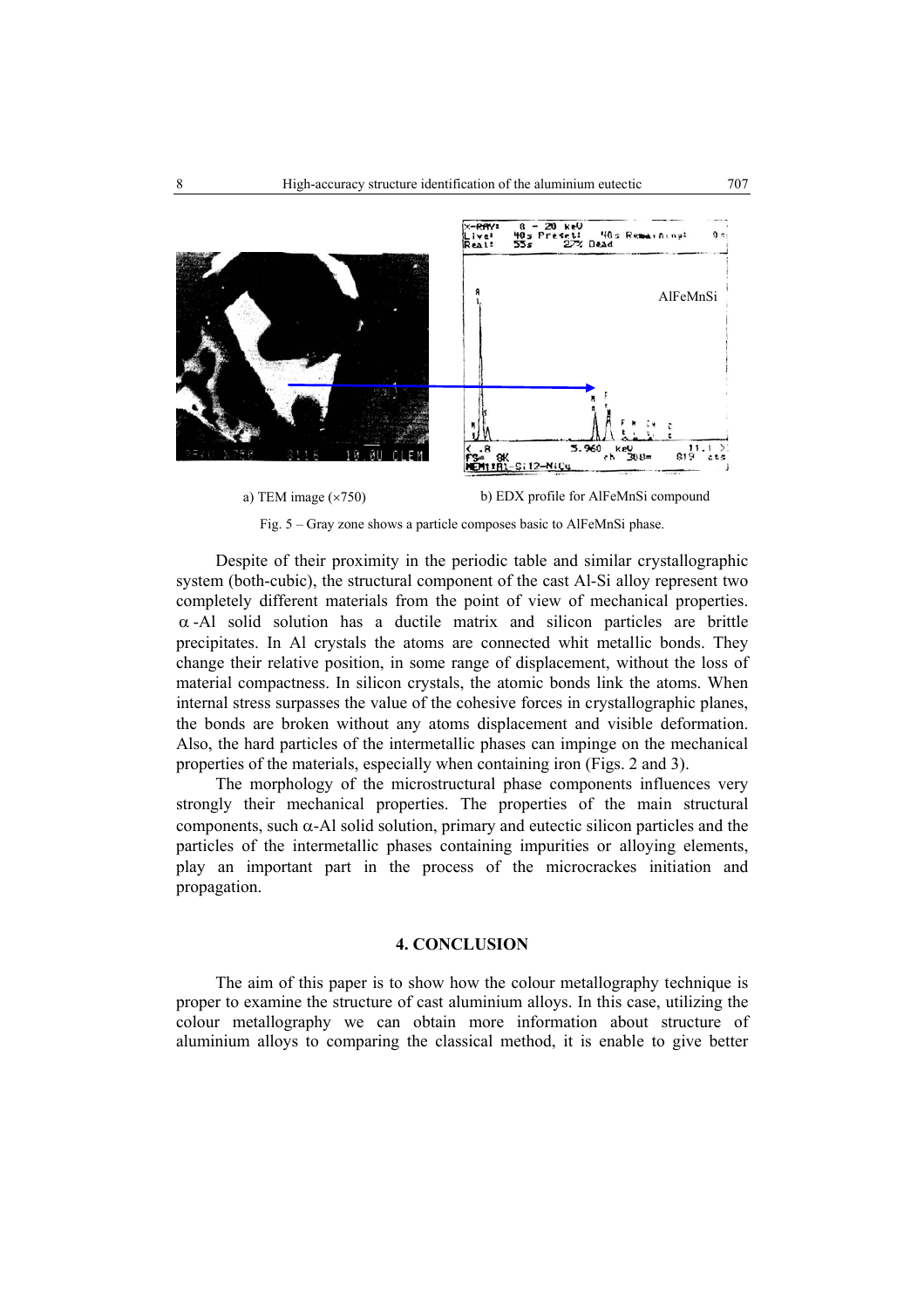a) TEM image (×750) b) EDX profile for AlFeMnSi compound

Fig. 5 – Gray zone shows a particle composes basic to AlFeMnSi phase.

Despite of their proximity in the periodic table and similar crystallographic system (both-cubic), the structural component of the cast Al-Si alloy represent two completely different materials from the point of view of mechanical properties. $\alpha$-Al solid solution has a ductile matrix and silicon particles are brittle precipitates. In Al crystals the atoms are connected whit metallic bonds. They change their relative position, in some range of displacement, without the loss of material compactness. In silicon crystals, the atomic bonds link the atoms. When internal stress surpasses the value of the cohesive forces in crystallographic planes, the bonds are broken without any atoms displacement and visible deformation. Also, the hard particles of the intermetallic phases can impinge on the mechanical properties of the materials, especially when containing iron (Figs. 2 and 3).

The morphology of the microstructural phase components influences very strongly their mechanical properties. The properties of the main structural components, such $\alpha$-Al solid solution, primary and eutectic silicon particles and the particles of the intermetallic phases containing impurities or alloying elements, play an important part in the process of the microcrackes initiation and propagation.

## 4. CONCLUSION

The aim of this paper is to show how the colour metallography technique is proper to examine the structure of cast aluminium alloys. In this case, utilizing the colour metallography we can obtain more information about structure of aluminium alloys to comparing the classical method, it is enable to give better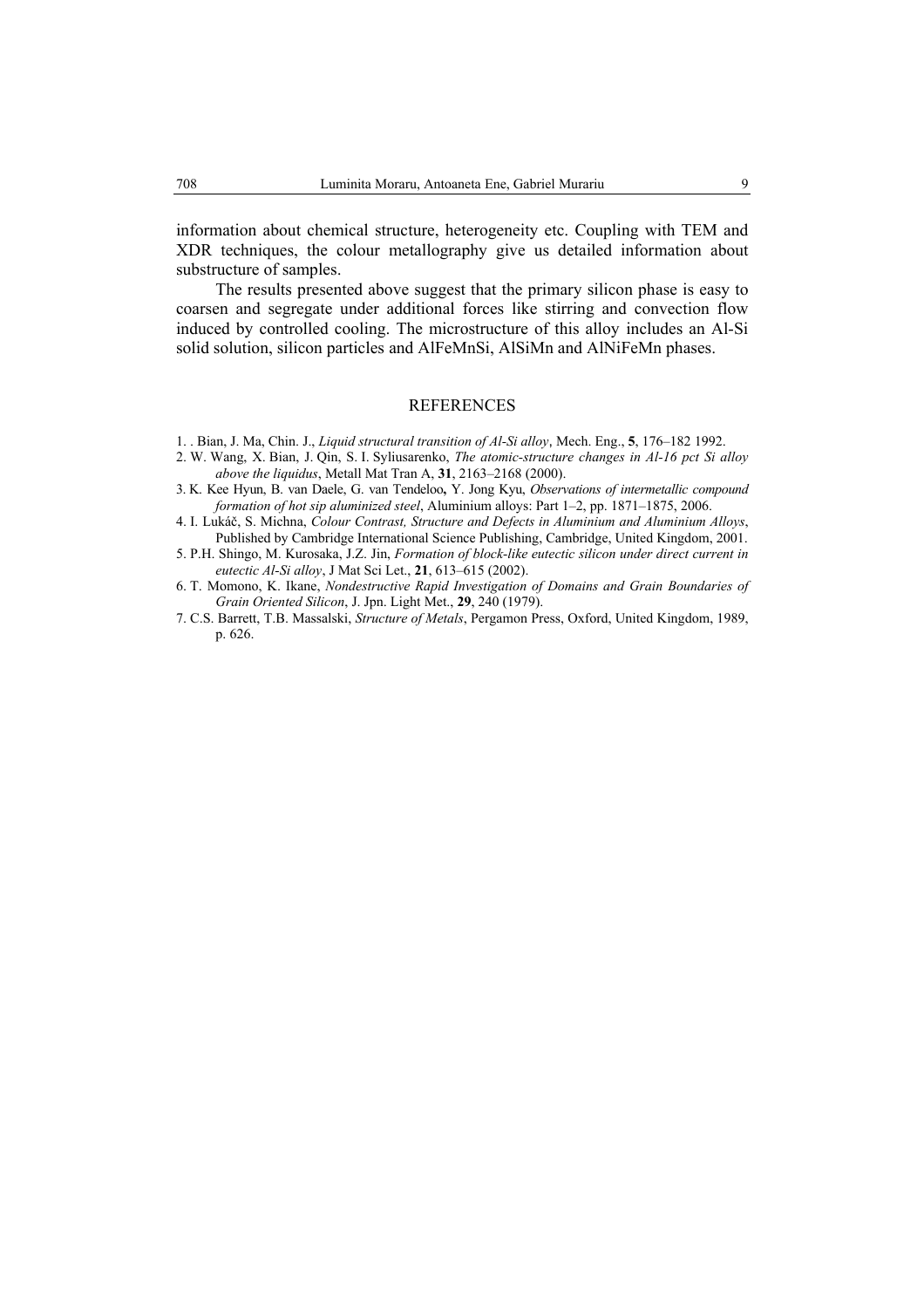information about chemical structure, heterogeneity etc. Coupling with TEM and XDR techniques, the colour metallography give us detailed information about substructure of samples.

The results presented above suggest that the primary silicon phase is easy to coarsen and segregate under additional forces like stirring and convection flow induced by controlled cooling. The microstructure of this alloy includes an Al-Si solid solution, silicon particles and AlFeMnSi, AlSiMn and AlNiFeMn phases.

## REFERENCES

1. . Bian, J. Ma, Chin. J., *Liquid structural transition of Al-Si alloy*, Mech. Eng., **5**, 176–182 1992.
2. W. Wang, X. Bian, J. Qin, S. I. Syliusarenko, *The atomic-structure changes in Al-16 pct Si alloy above the liquidus*, Metall Mat Tran A, **31**, 2163–2168 (2000).
3. K. Kee Hyun, B. van Daele, G. van Tendeloo**,** Y. Jong Kyu, *Observations of intermetallic compound formation of hot sip aluminized steel*, Aluminium alloys: Part 1–2, pp. 1871–1875, 2006.
4. I. Lukáč, S. Michna, *Colour Contrast, Structure and Defects in Aluminium and Aluminium Alloys*, Published by Cambridge International Science Publishing, Cambridge, United Kingdom, 2001.
5. P.H. Shingo, M. Kurosaka, J.Z. Jin, *Formation of block-like eutectic silicon under direct current in eutectic Al-Si alloy*, J Mat Sci Let., **21**, 613–615 (2002).
6. T. Momono, K. Ikane, *Nondestructive Rapid Investigation of Domains and Grain Boundaries of Grain Oriented Silicon*, J. Jpn. Light Met., **29**, 240 (1979).
7. C.S. Barrett, T.B. Massalski, *Structure of Metals*, Pergamon Press, Oxford, United Kingdom, 1989, p. 626.